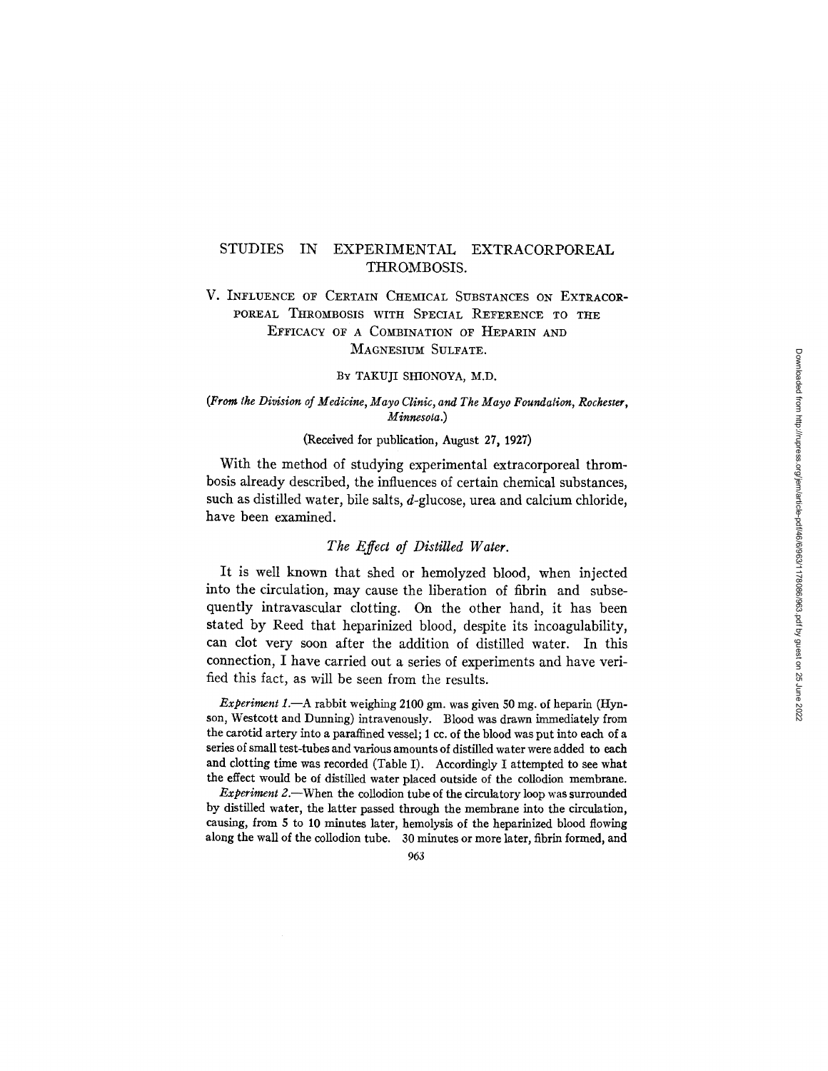# STUDIES IN EXPERIMENTAL EXTRACORPOREAL THROMBOSIS.

## V. Influence of Certain Chemical Substances on Extracorporeal Thrombosis with Special Reference to the Efficacy of a Combination of Heparin and Magnesium Sulfate.

By TAKUJI SHIONOYA, M.D.

*(From the Division of Medicine, Mayo Clinic, and The Mayo Foundation, Rochester, Minnesota.)*

(Received for publication, August 27, 1927)

With the method of studying experimental extracorporeal thrombosis already described, the influences of certain chemical substances, such as distilled water, bile salts, *d*-glucose, urea and calcium chloride, have been examined.

### *The Effect of Distilled Water.*

It is well known that shed or hemolyzed blood, when injected into the circulation, may cause the liberation of fibrin and subsequently intravascular clotting. On the other hand, it has been stated by Reed that heparinized blood, despite its incoagulability, can clot very soon after the addition of distilled water. In this connection, I have carried out a series of experiments and have verified this fact, as will be seen from the results.

*Experiment 1.*—A rabbit weighing 2100 gm. was given 50 mg. of heparin (Hynson, Westcott and Dunning) intravenously. Blood was drawn immediately from the carotid artery into a paraffined vessel; 1 cc. of the blood was put into each of a series of small test-tubes and various amounts of distilled water were added to each and clotting time was recorded (Table I). Accordingly I attempted to see what the effect would be of distilled water placed outside of the collodion membrane.

*Experiment 2.*—When the collodion tube of the circulatory loop was surrounded by distilled water, the latter passed through the membrane into the circulation, causing, from 5 to 10 minutes later, hemolysis of the heparinized blood flowing along the wall of the collodion tube. 30 minutes or more later, fibrin formed, and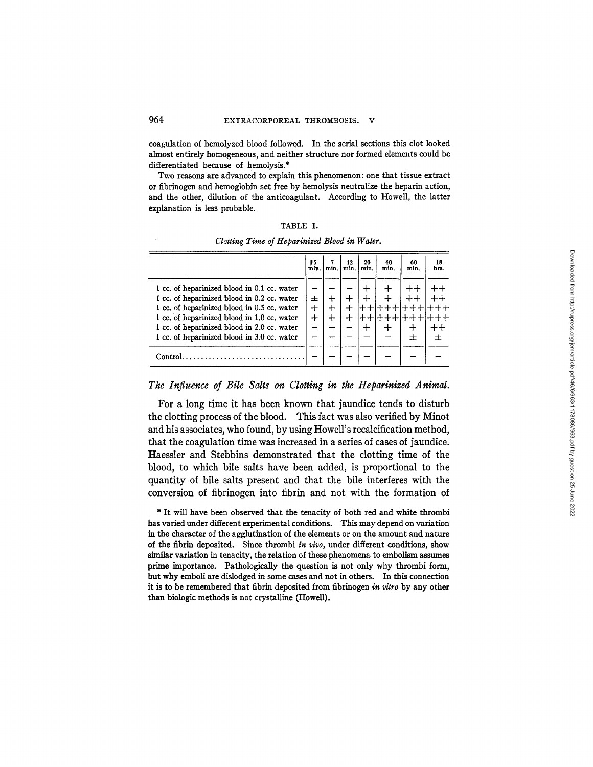coagulation of hemolyzed blood followed. In the serial sections this clot looked almost entirely homogeneous, and neither structure nor formed elements could be differentiated because of hemolysis.*

Two reasons are advanced to explain this phenomenon: one that tissue extract or fibrinogen and hemoglobin set free by hemolysis neutralize the heparin action, and the other, dilution of the anticoagulant. According to Howell, the latter explanation is less probable.

TABLE I.

*Clotting Time of Heparinized Blood in Water.*

| | 5 min. | 7 min. | 12 min. | 20 min. | 40 min. | 60 min. | 18 hrs. |
|---|---|---|---|---|---|---|---|
| 1 cc. of heparinized blood in 0.1 cc. water | – | – | – | + | + | ++ | ++ |
| 1 cc. of heparinized blood in 0.2 cc. water | ± | + | + | + | + | ++ | ++ |
| 1 cc. of heparinized blood in 0.5 cc. water | + | + | + | ++ | +++ | +++ | +++ |
| 1 cc. of heparinized blood in 1.0 cc. water | + | + | + | ++ | +++ | +++ | +++ |
| 1 cc. of heparinized blood in 2.0 cc. water | – | – | – | + | + | + | ++ |
| 1 cc. of heparinized blood in 3.0 cc. water | – | – | – | – | – | ± | ± |
| Control | – | – | – | – | – | – | – |

## *The Influence of Bile Salts on Clotting in the Heparinized Animal.*

For a long time it has been known that jaundice tends to disturb the clotting process of the blood. This fact was also verified by Minot and his associates, who found, by using Howell's recalcification method, that the coagulation time was increased in a series of cases of jaundice. Haessler and Stebbins demonstrated that the clotting time of the blood, to which bile salts have been added, is proportional to the quantity of bile salts present and that the bile interferes with the conversion of fibrinogen into fibrin and not with the formation of

* It will have been observed that the tenacity of both red and white thrombi has varied under different experimental conditions. This may depend on variation in the character of the agglutination of the elements or on the amount and nature of the fibrin deposited. Since thrombi *in vivo*, under different conditions, show similar variation in tenacity, the relation of these phenomena to embolism assumes prime importance. Pathologically the question is not only why thrombi form, but why emboli are dislodged in some cases and not in others. In this connection it is to be remembered that fibrin deposited from fibrinogen *in vitro* by any other than biologic methods is not crystalline (Howell).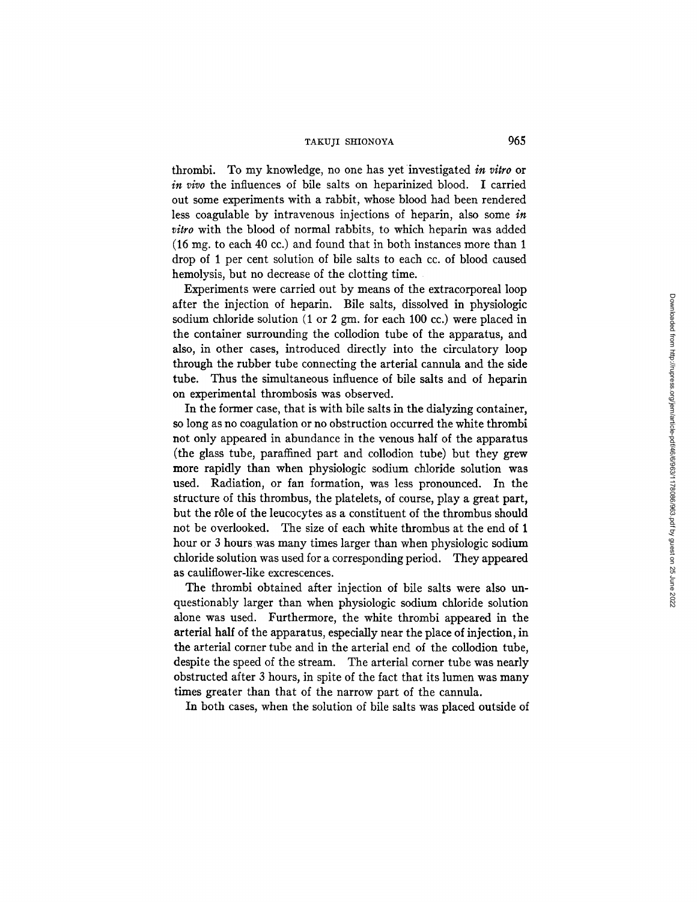thrombi. To my knowledge, no one has yet investigated *in vitro* or *in vivo* the influences of bile salts on heparinized blood. I carried out some experiments with a rabbit, whose blood had been rendered less coagulable by intravenous injections of heparin, also some *in vitro* with the blood of normal rabbits, to which heparin was added (16 mg. to each 40 cc.) and found that in both instances more than 1 drop of 1 per cent solution of bile salts to each cc. of blood caused hemolysis, but no decrease of the clotting time.

Experiments were carried out by means of the extracorporeal loop after the injection of heparin. Bile salts, dissolved in physiologic sodium chloride solution (1 or 2 gm. for each 100 cc.) were placed in the container surrounding the collodion tube of the apparatus, and also, in other cases, introduced directly into the circulatory loop through the rubber tube connecting the arterial cannula and the side tube. Thus the simultaneous influence of bile salts and of heparin on experimental thrombosis was observed.

In the former case, that is with bile salts in the dialyzing container, so long as no coagulation or no obstruction occurred the white thrombi not only appeared in abundance in the venous half of the apparatus (the glass tube, paraffined part and collodion tube) but they grew more rapidly than when physiologic sodium chloride solution was used. Radiation, or fan formation, was less pronounced. In the structure of this thrombus, the platelets, of course, play a great part, but the rôle of the leucocytes as a constituent of the thrombus should not be overlooked. The size of each white thrombus at the end of 1 hour or 3 hours was many times larger than when physiologic sodium chloride solution was used for a corresponding period. They appeared as cauliflower-like excrescences.

The thrombi obtained after injection of bile salts were also unquestionably larger than when physiologic sodium chloride solution alone was used. Furthermore, the white thrombi appeared in the arterial half of the apparatus, especially near the place of injection, in the arterial corner tube and in the arterial end of the collodion tube, despite the speed of the stream. The arterial corner tube was nearly obstructed after 3 hours, in spite of the fact that its lumen was many times greater than that of the narrow part of the cannula.

In both cases, when the solution of bile salts was placed outside of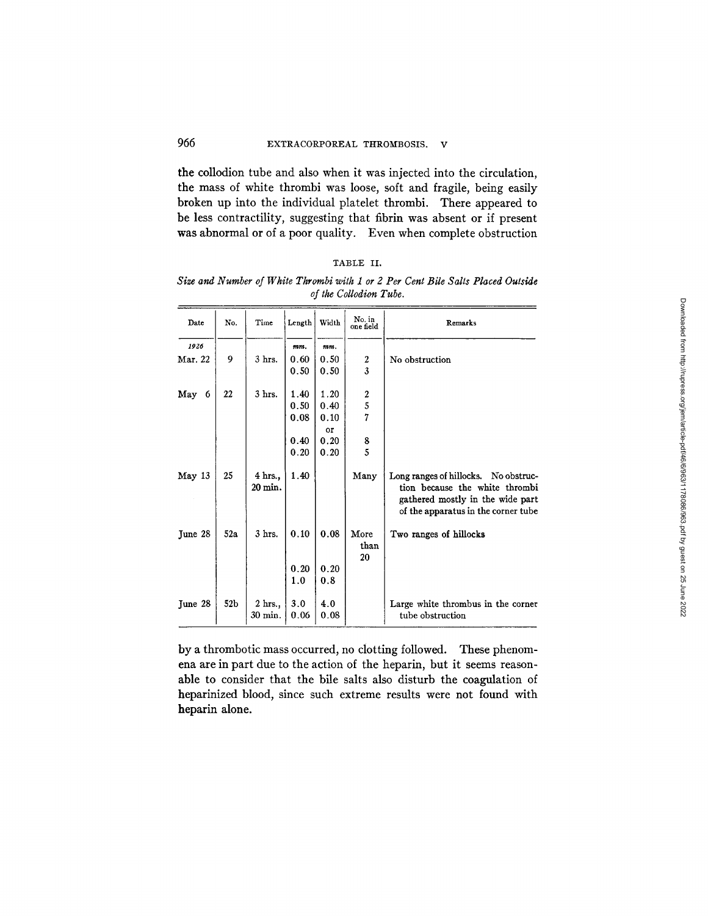the collodion tube and also when it was injected into the circulation, the mass of white thrombi was loose, soft and fragile, being easily broken up into the individual platelet thrombi. There appeared to be less contractility, suggesting that fibrin was absent or if present was abnormal or of a poor quality. Even when complete obstruction by a thrombotic mass occurred, no clotting followed. These phenomena are in part due to the action of the heparin, but it seems reasonable to consider that the bile salts also disturb the coagulation of heparinized blood, since such extreme results were not found with heparin alone.

TABLE II.

*Size and Number of White Thrombi with 1 or 2 Per Cent Bile Salts Placed Outside of the Collodion Tube.*

| Date | No. | Time | Length | Width | No. in one field | Remarks |
|---|---|---|---|---|---|---|
| *1926* | | | *mm.* | *mm.* | | |
| Mar. 22 | 9 | 3 hrs. | 0.60 | 0.50 | 2 | No obstruction |
| | | | 0.50 | 0.50 | 3 | |
| May 6 | 22 | 3 hrs. | 1.40 | 1.20 | 2 | |
| | | | 0.50 | 0.40 | 5 | |
| | | | 0.08 | 0.10 | 7 | |
| | | | | or | | |
| | | | 0.40 | 0.20 | 8 | |
| | | | 0.20 | 0.20 | 5 | |
| May 13 | 25 | 4 hrs., 20 min. | 1.40 | | Many | Long ranges of hillocks. No obstruction because the white thrombi gathered mostly in the wide part of the apparatus in the corner tube |
| June 28 | 52a | 3 hrs. | 0.10 | 0.08 | More than 20 | Two ranges of hillocks |
| | | | 0.20 | 0.20 | | |
| | | | 1.0 | 0.8 | | |
| June 28 | 52b | 2 hrs., 30 min. | 3.0 | 4.0 | | Large white thrombus in the corner tube obstruction |
| | | | 0.06 | 0.08 | | |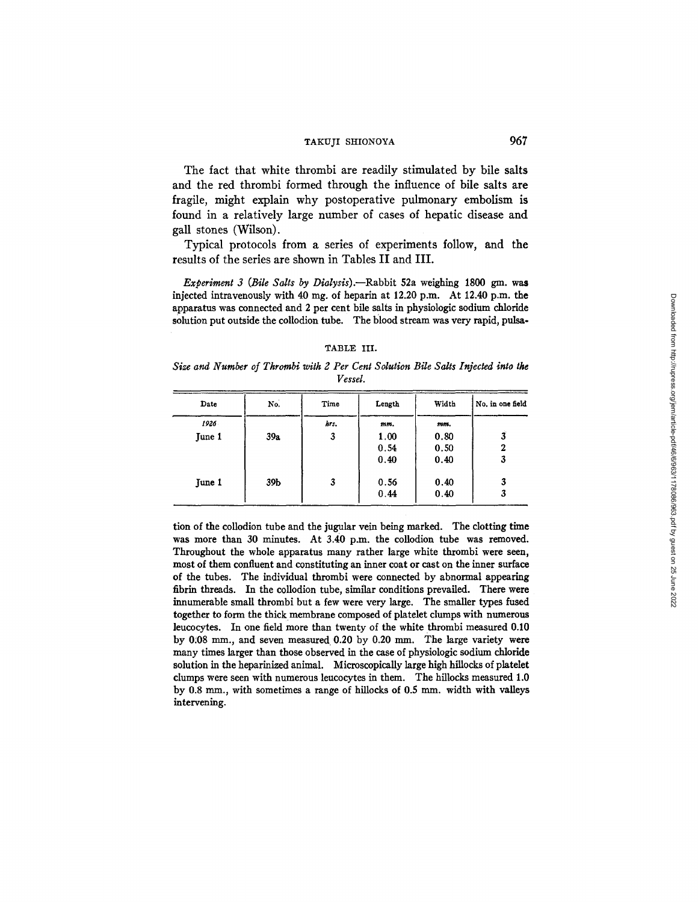The fact that white thrombi are readily stimulated by bile salts and the red thrombi formed through the influence of bile salts are fragile, might explain why postoperative pulmonary embolism is found in a relatively large number of cases of hepatic disease and gall stones (Wilson).

Typical protocols from a series of experiments follow, and the results of the series are shown in Tables II and III.

*Experiment 3 (Bile Salts by Dialysis)*.—Rabbit 52a weighing 1800 gm. was injected intravenously with 40 mg. of heparin at 12.20 p.m. At 12.40 p.m. the apparatus was connected and 2 per cent bile salts in physiologic sodium chloride solution put outside the collodion tube. The blood stream was very rapid, pulsation of the collodion tube and the jugular vein being marked. The clotting time was more than 30 minutes. At 3.40 p.m. the collodion tube was removed. Throughout the whole apparatus many rather large white thrombi were seen, most of them confluent and constituting an inner coat or cast on the inner surface of the tubes. The individual thrombi were connected by abnormal appearing fibrin threads. In the collodion tube, similar conditions prevailed. There were innumerable small thrombi but a few were very large. The smaller types fused together to form the thick membrane composed of platelet clumps with numerous leucocytes. In one field more than twenty of the white thrombi measured 0.10 by 0.08 mm., and seven measured 0.20 by 0.20 mm. The large variety were many times larger than those observed in the case of physiologic sodium chloride solution in the heparinized animal. Microscopically large high hillocks of platelet clumps were seen with numerous leucocytes in them. The hillocks measured 1.0 by 0.8 mm., with sometimes a range of hillocks of 0.5 mm. width with valleys intervening.

TABLE III.

*Size and Number of Thrombi with 2 Per Cent Solution Bile Salts Injected into the Vessel.*

| Date | No. | Time | Length | Width | No. in one field |
|---|---|---|---|---|---|
| *1926* | | *hrs.* | *mm.* | *mm.* | |
| June 1 | 39a | 3 | 1.00 | 0.80 | 3 |
| | | | 0.54 | 0.50 | 2 |
| | | | 0.40 | 0.40 | 3 |
| June 1 | 39b | 3 | 0.56 | 0.40 | 3 |
| | | | 0.44 | 0.40 | 3 |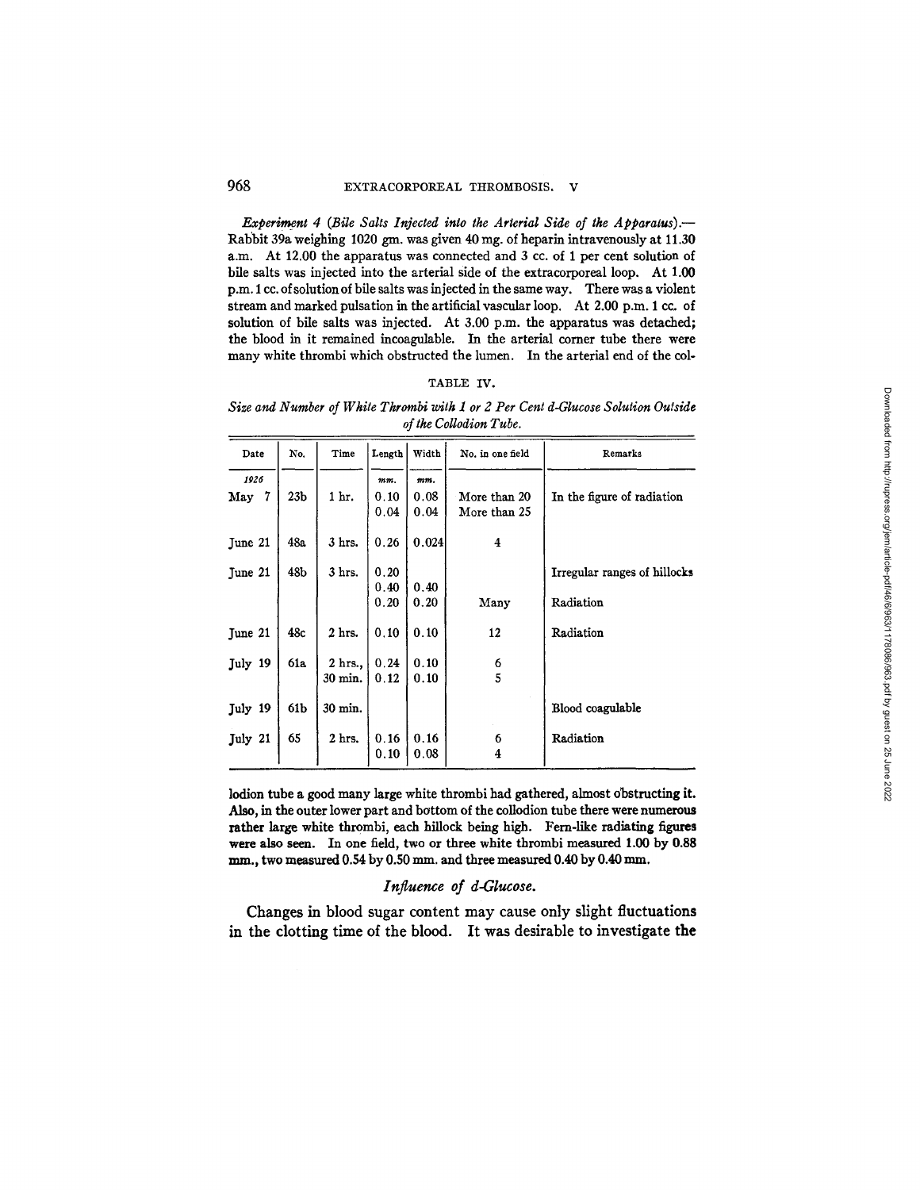*Experiment 4 (Bile Salts Injected into the Arterial Side of the Apparatus).*—Rabbit 39a weighing 1020 gm. was given 40 mg. of heparin intravenously at 11.30 a.m. At 12.00 the apparatus was connected and 3 cc. of 1 per cent solution of bile salts was injected into the arterial side of the extracorporeal loop. At 1.00 p.m. 1 cc. of solution of bile salts was injected in the same way. There was a violent stream and marked pulsation in the artificial vascular loop. At 2.00 p.m. 1 cc. of solution of bile salts was injected. At 3.00 p.m. the apparatus was detached; the blood in it remained incoagulable. In the arterial corner tube there were many white thrombi which obstructed the lumen. In the arterial end of the collodion tube a good many large white thrombi had gathered, almost obstructing it. Also, in the outer lower part and bottom of the collodion tube there were numerous rather large white thrombi, each hillock being high. Fern-like radiating figures were also seen. In one field, two or three white thrombi measured 1.00 by 0.88 mm., two measured 0.54 by 0.50 mm. and three measured 0.40 by 0.40 mm.

TABLE IV.

*Size and Number of White Thrombi with 1 or 2 Per Cent d-Glucose Solution Outside of the Collodion Tube.*

| Date | No. | Time | Length | Width | No. in one field | Remarks |
|---|---|---|---|---|---|---|
| *1926* | | | *mm.* | *mm.* | | |
| May 7 | 23b | 1 hr. | 0.10 | 0.08 | More than 20 | In the figure of radiation |
| | | | 0.04 | 0.04 | More than 25 | |
| June 21 | 48a | 3 hrs. | 0.26 | 0.024 | 4 | |
| June 21 | 48b | 3 hrs. | 0.20 | | | Irregular ranges of hillocks |
| | | | 0.40 | 0.40 | | |
| | | | 0.20 | 0.20 | Many | Radiation |
| June 21 | 48c | 2 hrs. | 0.10 | 0.10 | 12 | Radiation |
| July 19 | 61a | 2 hrs., | 0.24 | 0.10 | 6 | |
| | | 30 min. | 0.12 | 0.10 | 5 | |
| July 19 | 61b | 30 min. | | | | Blood coagulable |
| July 21 | 65 | 2 hrs. | 0.16 | 0.16 | 6 | Radiation |
| | | | 0.10 | 0.08 | 4 | |

### *Influence of d-Glucose.*

Changes in blood sugar content may cause only slight fluctuations in the clotting time of the blood. It was desirable to investigate the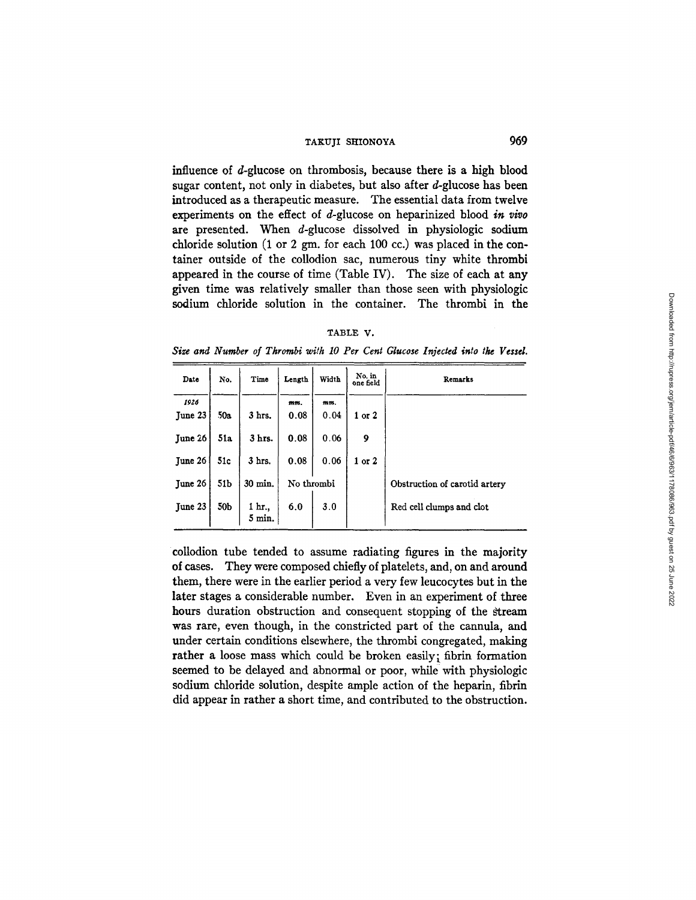influence of *d*-glucose on thrombosis, because there is a high blood sugar content, not only in diabetes, but also after *d*-glucose has been introduced as a therapeutic measure. The essential data from twelve experiments on the effect of *d*-glucose on heparinized blood *in vivo* are presented. When *d*-glucose dissolved in physiologic sodium chloride solution (1 or 2 gm. for each 100 cc.) was placed in the container outside of the collodion sac, numerous tiny white thrombi appeared in the course of time (Table IV). The size of each at any given time was relatively smaller than those seen with physiologic sodium chloride solution in the container. The thrombi in the collodion tube tended to assume radiating figures in the majority of cases. They were composed chiefly of platelets, and, on and around them, there were in the earlier period a very few leucocytes but in the later stages a considerable number. Even in an experiment of three hours duration obstruction and consequent stopping of the stream was rare, even though, in the constricted part of the cannula, and under certain conditions elsewhere, the thrombi congregated, making rather a loose mass which could be broken easily; fibrin formation seemed to be delayed and abnormal or poor, while with physiologic sodium chloride solution, despite ample action of the heparin, fibrin did appear in rather a short time, and contributed to the obstruction.

TABLE V.

*Size and Number of Thrombi with 10 Per Cent Glucose Injected into the Vessel.*

| Date | No. | Time | Length | Width | No. in one field | Remarks |
|---|---|---|---|---|---|---|
| *1926* | | | *mm.* | *mm.* | | |
| June 23 | 50a | 3 hrs. | 0.08 | 0.04 | 1 or 2 | |
| June 26 | 51a | 3 hrs. | 0.08 | 0.06 | 9 | |
| June 26 | 51c | 3 hrs. | 0.08 | 0.06 | 1 or 2 | |
| June 26 | 51b | 30 min. | No thrombi | | | Obstruction of carotid artery |
| June 23 | 50b | 1 hr., 5 min. | 6.0 | 3.0 | | Red cell clumps and clot |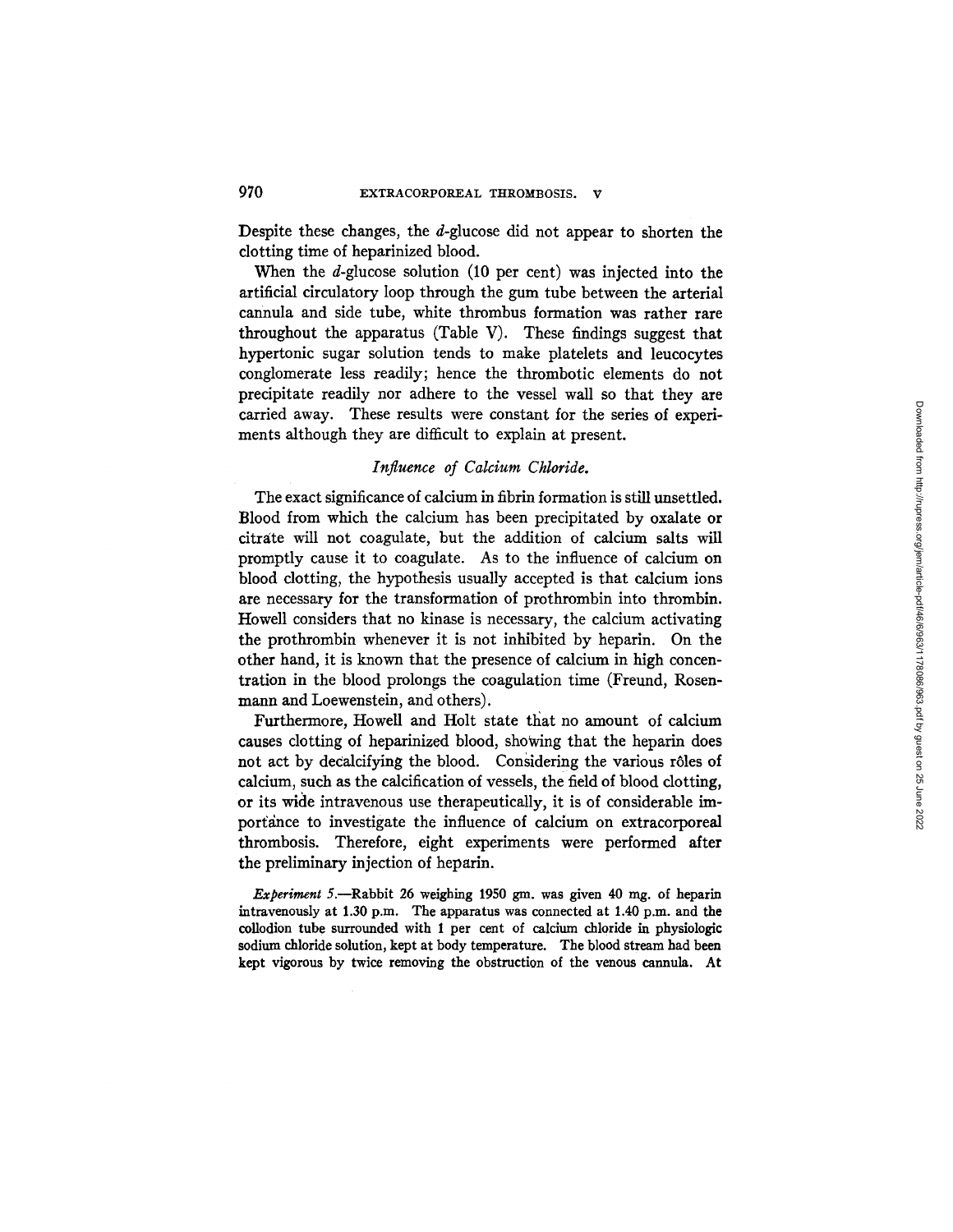Despite these changes, the *d*-glucose did not appear to shorten the clotting time of heparinized blood.

When the *d*-glucose solution (10 per cent) was injected into the artificial circulatory loop through the gum tube between the arterial cannula and side tube, white thrombus formation was rather rare throughout the apparatus (Table V). These findings suggest that hypertonic sugar solution tends to make platelets and leucocytes conglomerate less readily; hence the thrombotic elements do not precipitate readily nor adhere to the vessel wall so that they are carried away. These results were constant for the series of experiments although they are difficult to explain at present.

### *Influence of Calcium Chloride.*

The exact significance of calcium in fibrin formation is still unsettled. Blood from which the calcium has been precipitated by oxalate or citrate will not coagulate, but the addition of calcium salts will promptly cause it to coagulate. As to the influence of calcium on blood clotting, the hypothesis usually accepted is that calcium ions are necessary for the transformation of prothrombin into thrombin. Howell considers that no kinase is necessary, the calcium activating the prothrombin whenever it is not inhibited by heparin. On the other hand, it is known that the presence of calcium in high concentration in the blood prolongs the coagulation time (Freund, Rosenmann and Loewenstein, and others).

Furthermore, Howell and Holt state that no amount of calcium causes clotting of heparinized blood, showing that the heparin does not act by decalcifying the blood. Considering the various rôles of calcium, such as the calcification of vessels, the field of blood clotting, or its wide intravenous use therapeutically, it is of considerable importance to investigate the influence of calcium on extracorporeal thrombosis. Therefore, eight experiments were performed after the preliminary injection of heparin.

*Experiment 5.*—Rabbit 26 weighing 1950 gm. was given 40 mg. of heparin intravenously at 1.30 p.m. The apparatus was connected at 1.40 p.m. and the collodion tube surrounded with 1 per cent of calcium chloride in physiologic sodium chloride solution, kept at body temperature. The blood stream had been kept vigorous by twice removing the obstruction of the venous cannula. At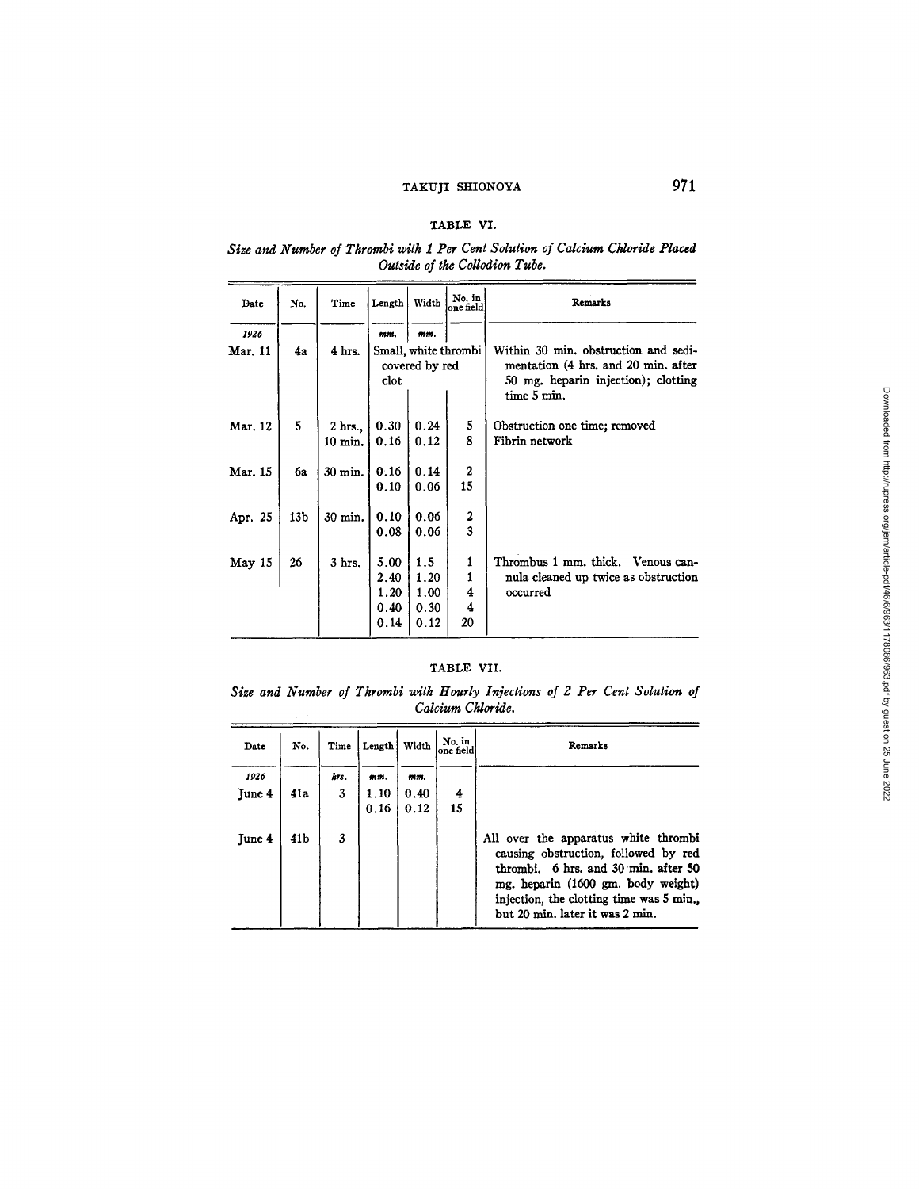### TABLE VI.

*Size and Number of Thrombi with 1 Per Cent Solution of Calcium Chloride Placed Outside of the Collodion Tube.*

| Date | No. | Time | Length | Width | No. in one field | Remarks |
|---|---|---|---|---|---|---|
| *1926* | | | *mm.* | *mm.* | | |
| Mar. 11 | 4a | 4 hrs. | Small, white thrombi covered by red clot | | | Within 30 min. obstruction and sedimentation (4 hrs. and 20 min. after 50 mg. heparin injection); clotting time 5 min. |
| Mar. 12 | 5 | 2 hrs., | 0.30 | 0.24 | 5 | Obstruction one time; removed |
| | | 10 min. | 0.16 | 0.12 | 8 | Fibrin network |
| Mar. 15 | 6a | 30 min. | 0.16 | 0.14 | 2 | |
| | | | 0.10 | 0.06 | 15 | |
| Apr. 25 | 13b | 30 min. | 0.10 | 0.06 | 2 | |
| | | | 0.08 | 0.06 | 3 | |
| May 15 | 26 | 3 hrs. | 5.00 | 1.5 | 1 | Thrombus 1 mm. thick. Venous cannula cleaned up twice as obstruction occurred |
| | | | 2.40 | 1.20 | 1 | |
| | | | 1.20 | 1.00 | 4 | |
| | | | 0.40 | 0.30 | 4 | |
| | | | 0.14 | 0.12 | 20 | |

### TABLE VII.

*Size and Number of Thrombi with Hourly Injections of 2 Per Cent Solution of Calcium Chloride.*

| Date | No. | Time | Length | Width | No. in one field | Remarks |
|---|---|---|---|---|---|---|
| *1926* | | *hrs.* | *mm.* | *mm.* | | |
| June 4 | 41a | 3 | 1.10 | 0.40 | 4 | |
| | | | 0.16 | 0.12 | 15 | |
| June 4 | 41b | 3 | | | | All over the apparatus white thrombi causing obstruction, followed by red thrombi. 6 hrs. and 30 min. after 50 mg. heparin (1600 gm. body weight) injection, the clotting time was 5 min., but 20 min. later it was 2 min. |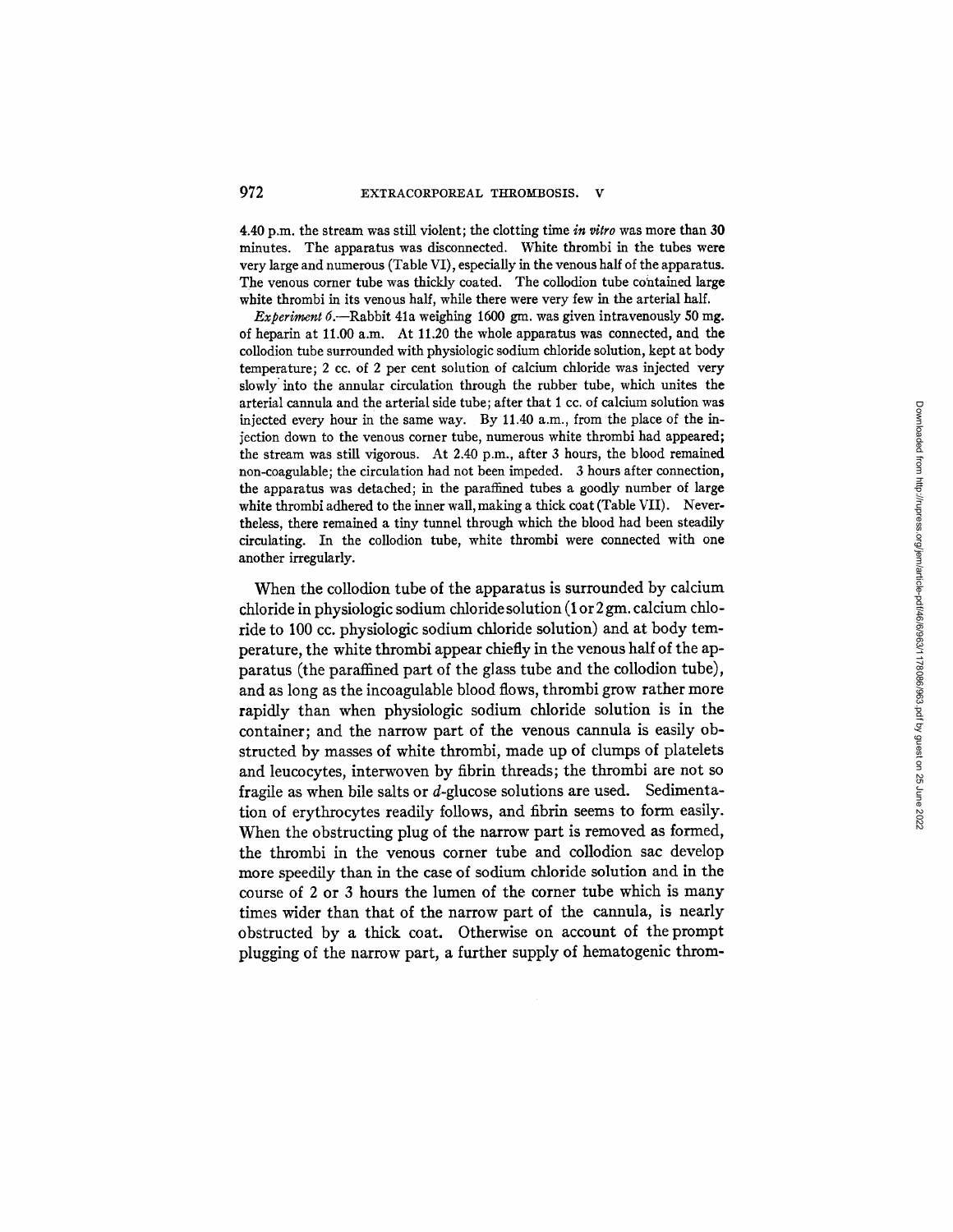4.40 p.m. the stream was still violent; the clotting time *in vitro* was more than 30 minutes. The apparatus was disconnected. White thrombi in the tubes were very large and numerous (Table VI), especially in the venous half of the apparatus. The venous corner tube was thickly coated. The collodion tube contained large white thrombi in its venous half, while there were very few in the arterial half.

*Experiment 6.*—Rabbit 41a weighing 1600 gm. was given intravenously 50 mg. of heparin at 11.00 a.m. At 11.20 the whole apparatus was connected, and the collodion tube surrounded with physiologic sodium chloride solution, kept at body temperature; 2 cc. of 2 per cent solution of calcium chloride was injected very slowly into the annular circulation through the rubber tube, which unites the arterial cannula and the arterial side tube; after that 1 cc. of calcium solution was injected every hour in the same way. By 11.40 a.m., from the place of the injection down to the venous corner tube, numerous white thrombi had appeared; the stream was still vigorous. At 2.40 p.m., after 3 hours, the blood remained non-coagulable; the circulation had not been impeded. 3 hours after connection, the apparatus was detached; in the paraffined tubes a goodly number of large white thrombi adhered to the inner wall, making a thick coat (Table VII). Nevertheless, there remained a tiny tunnel through which the blood had been steadily circulating. In the collodion tube, white thrombi were connected with one another irregularly.

When the collodion tube of the apparatus is surrounded by calcium chloride in physiologic sodium chloride solution (1 or 2 gm. calcium chloride to 100 cc. physiologic sodium chloride solution) and at body temperature, the white thrombi appear chiefly in the venous half of the apparatus (the paraffined part of the glass tube and the collodion tube), and as long as the incoagulable blood flows, thrombi grow rather more rapidly than when physiologic sodium chloride solution is in the container; and the narrow part of the venous cannula is easily obstructed by masses of white thrombi, made up of clumps of platelets and leucocytes, interwoven by fibrin threads; the thrombi are not so fragile as when bile salts or *d*-glucose solutions are used. Sedimentation of erythrocytes readily follows, and fibrin seems to form easily. When the obstructing plug of the narrow part is removed as formed, the thrombi in the venous corner tube and collodion sac develop more speedily than in the case of sodium chloride solution and in the course of 2 or 3 hours the lumen of the corner tube which is many times wider than that of the narrow part of the cannula, is nearly obstructed by a thick coat. Otherwise on account of the prompt plugging of the narrow part, a further supply of hematogenic throm-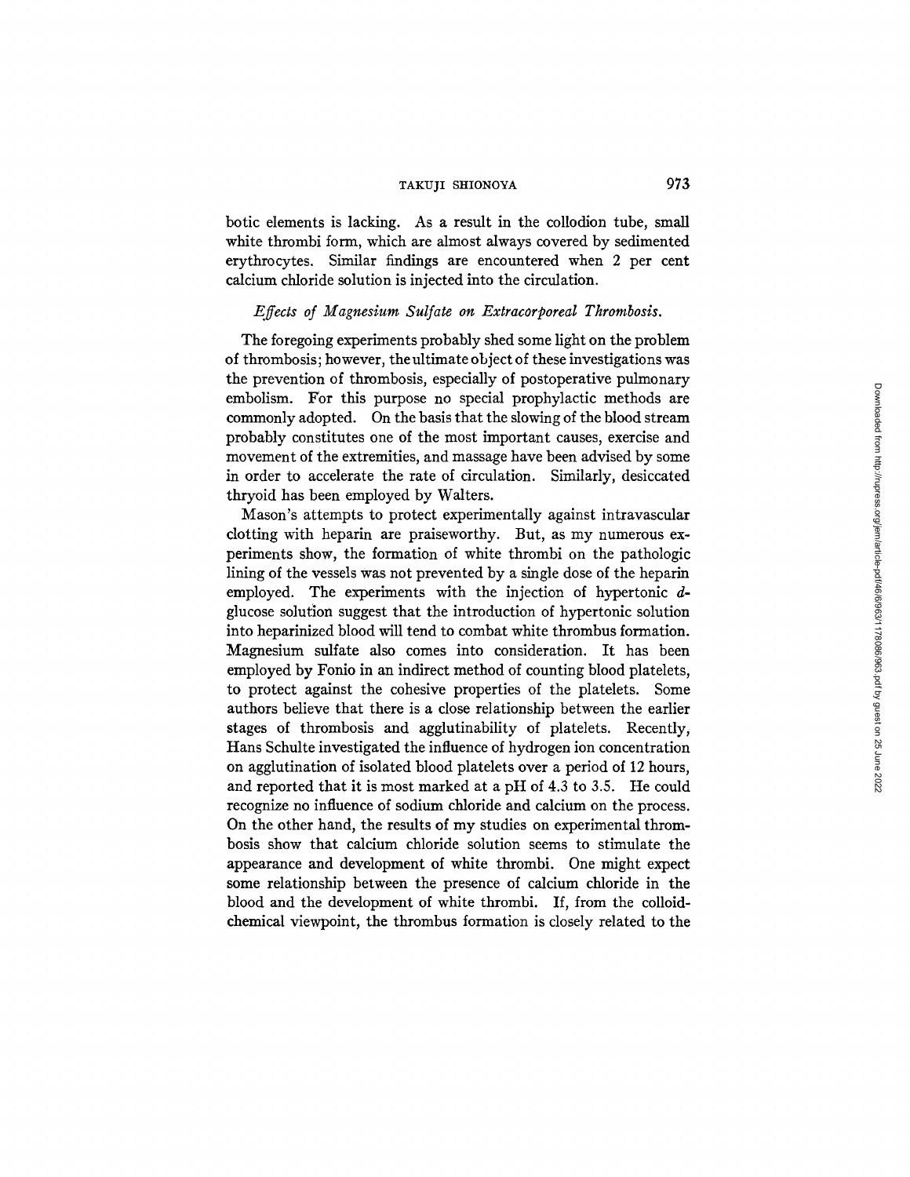botic elements is lacking. As a result in the collodion tube, small white thrombi form, which are almost always covered by sedimented erythrocytes. Similar findings are encountered when 2 per cent calcium chloride solution is injected into the circulation.

### *Effects of Magnesium Sulfate on Extracorporeal Thrombosis.*

The foregoing experiments probably shed some light on the problem of thrombosis; however, the ultimate object of these investigations was the prevention of thrombosis, especially of postoperative pulmonary embolism. For this purpose no special prophylactic methods are commonly adopted. On the basis that the slowing of the blood stream probably constitutes one of the most important causes, exercise and movement of the extremities, and massage have been advised by some in order to accelerate the rate of circulation. Similarly, desiccated thryoid has been employed by Walters.

Mason's attempts to protect experimentally against intravascular clotting with heparin are praiseworthy. But, as my numerous experiments show, the formation of white thrombi on the pathologic lining of the vessels was not prevented by a single dose of the heparin employed. The experiments with the injection of hypertonic *d*-glucose solution suggest that the introduction of hypertonic solution into heparinized blood will tend to combat white thrombus formation. Magnesium sulfate also comes into consideration. It has been employed by Fonio in an indirect method of counting blood platelets, to protect against the cohesive properties of the platelets. Some authors believe that there is a close relationship between the earlier stages of thrombosis and agglutinability of platelets. Recently, Hans Schulte investigated the influence of hydrogen ion concentration on agglutination of isolated blood platelets over a period of 12 hours, and reported that it is most marked at a pH of 4.3 to 3.5. He could recognize no influence of sodium chloride and calcium on the process. On the other hand, the results of my studies on experimental thrombosis show that calcium chloride solution seems to stimulate the appearance and development of white thrombi. One might expect some relationship between the presence of calcium chloride in the blood and the development of white thrombi. If, from the colloid-chemical viewpoint, the thrombus formation is closely related to the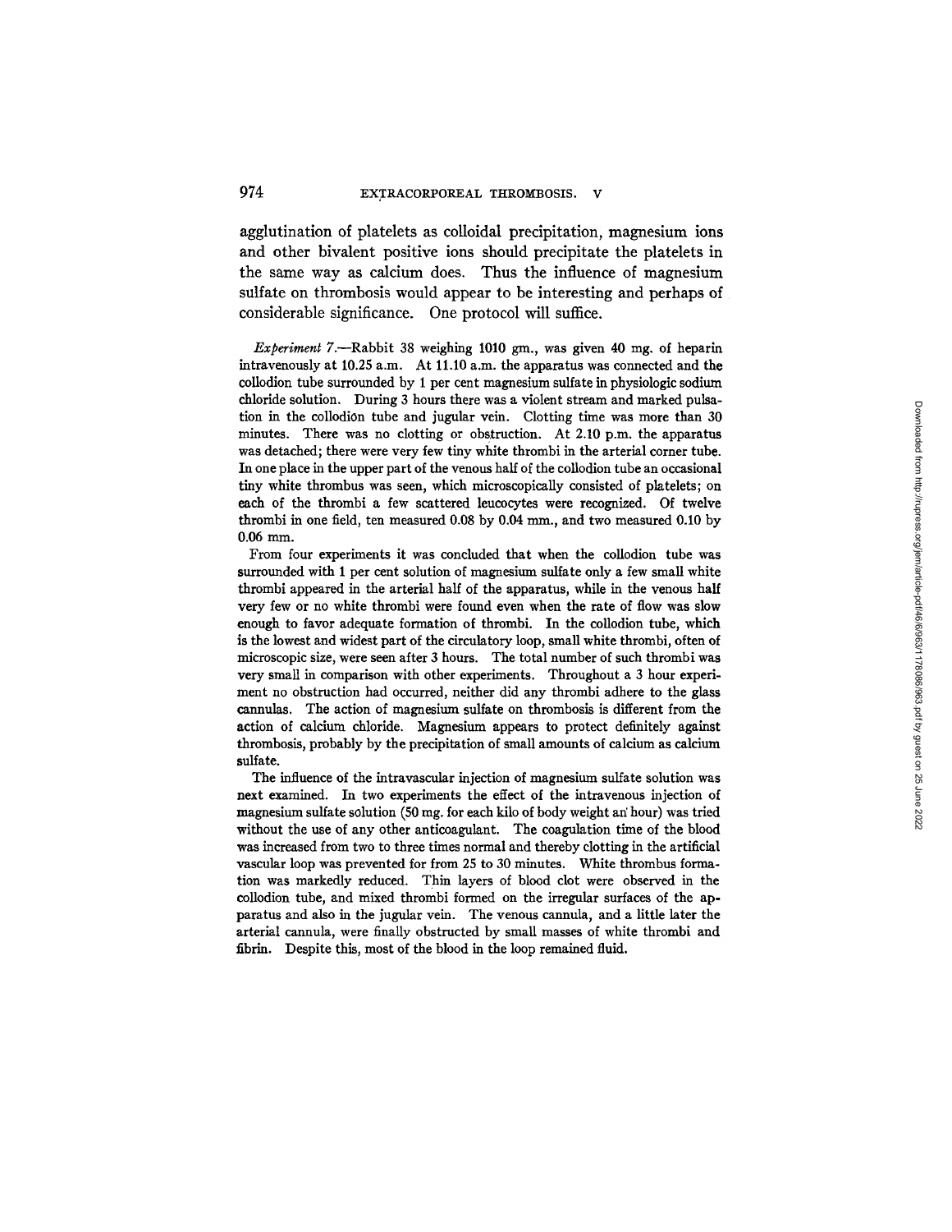agglutination of platelets as colloidal precipitation, magnesium ions and other bivalent positive ions should precipitate the platelets in the same way as calcium does. Thus the influence of magnesium sulfate on thrombosis would appear to be interesting and perhaps of considerable significance. One protocol will suffice.

*Experiment 7.*—Rabbit 38 weighing 1010 gm., was given 40 mg. of heparin intravenously at 10.25 a.m. At 11.10 a.m. the apparatus was connected and the collodion tube surrounded by 1 per cent magnesium sulfate in physiologic sodium chloride solution. During 3 hours there was a violent stream and marked pulsation in the collodion tube and jugular vein. Clotting time was more than 30 minutes. There was no clotting or obstruction. At 2.10 p.m. the apparatus was detached; there were very few tiny white thrombi in the arterial corner tube. In one place in the upper part of the venous half of the collodion tube an occasional tiny white thrombus was seen, which microscopically consisted of platelets; on each of the thrombi a few scattered leucocytes were recognized. Of twelve thrombi in one field, ten measured 0.08 by 0.04 mm., and two measured 0.10 by 0.06 mm.

From four experiments it was concluded that when the collodion tube was surrounded with 1 per cent solution of magnesium sulfate only a few small white thrombi appeared in the arterial half of the apparatus, while in the venous half very few or no white thrombi were found even when the rate of flow was slow enough to favor adequate formation of thrombi. In the collodion tube, which is the lowest and widest part of the circulatory loop, small white thrombi, often of microscopic size, were seen after 3 hours. The total number of such thrombi was very small in comparison with other experiments. Throughout a 3 hour experiment no obstruction had occurred, neither did any thrombi adhere to the glass cannulas. The action of magnesium sulfate on thrombosis is different from the action of calcium chloride. Magnesium appears to protect definitely against thrombosis, probably by the precipitation of small amounts of calcium as calcium sulfate.

The influence of the intravascular injection of magnesium sulfate solution was next examined. In two experiments the effect of the intravenous injection of magnesium sulfate solution (50 mg. for each kilo of body weight an hour) was tried without the use of any other anticoagulant. The coagulation time of the blood was increased from two to three times normal and thereby clotting in the artificial vascular loop was prevented for from 25 to 30 minutes. White thrombus formation was markedly reduced. Thin layers of blood clot were observed in the collodion tube, and mixed thrombi formed on the irregular surfaces of the apparatus and also in the jugular vein. The venous cannula, and a little later the arterial cannula, were finally obstructed by small masses of white thrombi and fibrin. Despite this, most of the blood in the loop remained fluid.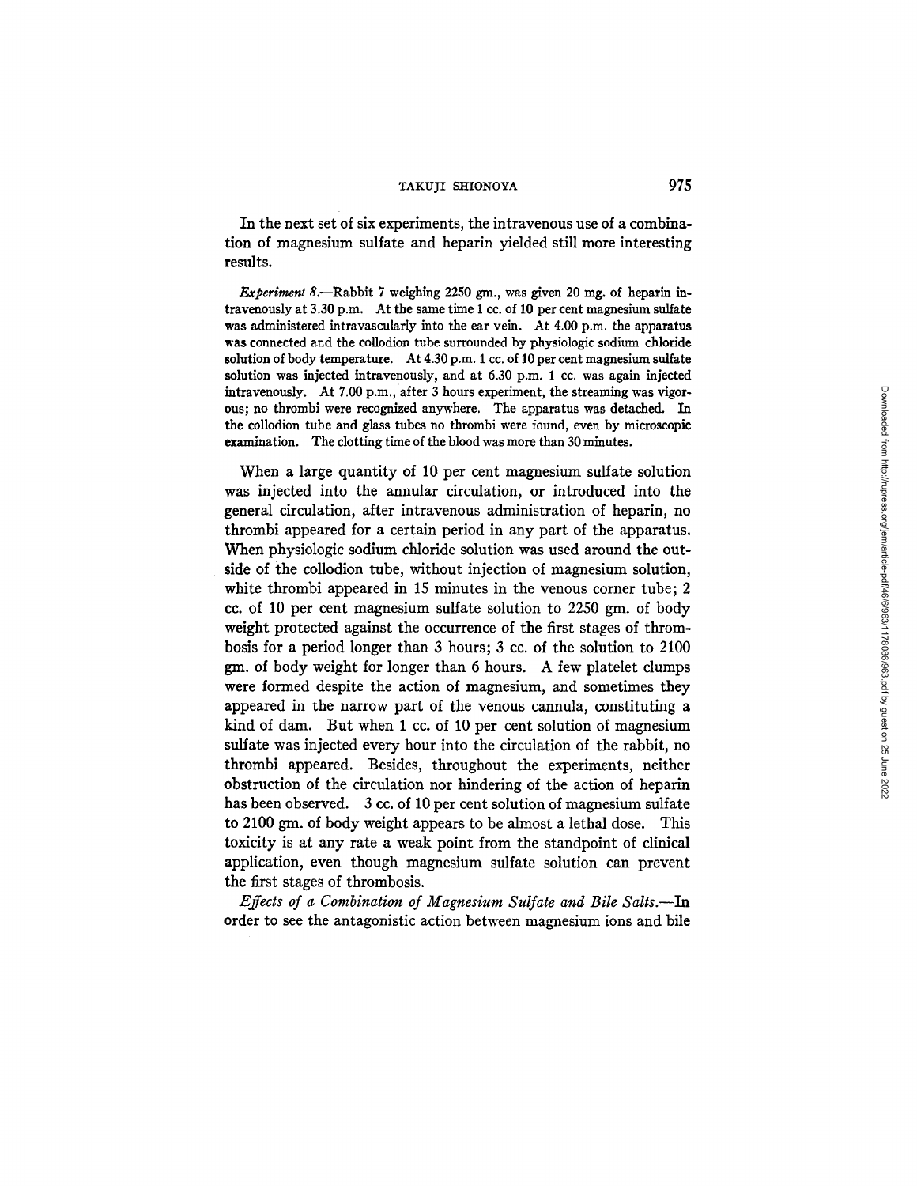In the next set of six experiments, the intravenous use of a combination of magnesium sulfate and heparin yielded still more interesting results.

*Experiment 8.*—Rabbit 7 weighing 2250 gm., was given 20 mg. of heparin intravenously at 3.30 p.m. At the same time 1 cc. of 10 per cent magnesium sulfate was administered intravascularly into the ear vein. At 4.00 p.m. the apparatus was connected and the collodion tube surrounded by physiologic sodium chloride solution of body temperature. At 4.30 p.m. 1 cc. of 10 per cent magnesium sulfate solution was injected intravenously, and at 6.30 p.m. 1 cc. was again injected intravenously. At 7.00 p.m., after 3 hours experiment, the streaming was vigorous; no thrombi were recognized anywhere. The apparatus was detached. In the collodion tube and glass tubes no thrombi were found, even by microscopic examination. The clotting time of the blood was more than 30 minutes.

When a large quantity of 10 per cent magnesium sulfate solution was injected into the annular circulation, or introduced into the general circulation, after intravenous administration of heparin, no thrombi appeared for a certain period in any part of the apparatus. When physiologic sodium chloride solution was used around the outside of the collodion tube, without injection of magnesium solution, white thrombi appeared in 15 minutes in the venous corner tube; 2 cc. of 10 per cent magnesium sulfate solution to 2250 gm. of body weight protected against the occurrence of the first stages of thrombosis for a period longer than 3 hours; 3 cc. of the solution to 2100 gm. of body weight for longer than 6 hours. A few platelet clumps were formed despite the action of magnesium, and sometimes they appeared in the narrow part of the venous cannula, constituting a kind of dam. But when 1 cc. of 10 per cent solution of magnesium sulfate was injected every hour into the circulation of the rabbit, no thrombi appeared. Besides, throughout the experiments, neither obstruction of the circulation nor hindering of the action of heparin has been observed. 3 cc. of 10 per cent solution of magnesium sulfate to 2100 gm. of body weight appears to be almost a lethal dose. This toxicity is at any rate a weak point from the standpoint of clinical application, even though magnesium sulfate solution can prevent the first stages of thrombosis.

*Effects of a Combination of Magnesium Sulfate and Bile Salts.*—In order to see the antagonistic action between magnesium ions and bile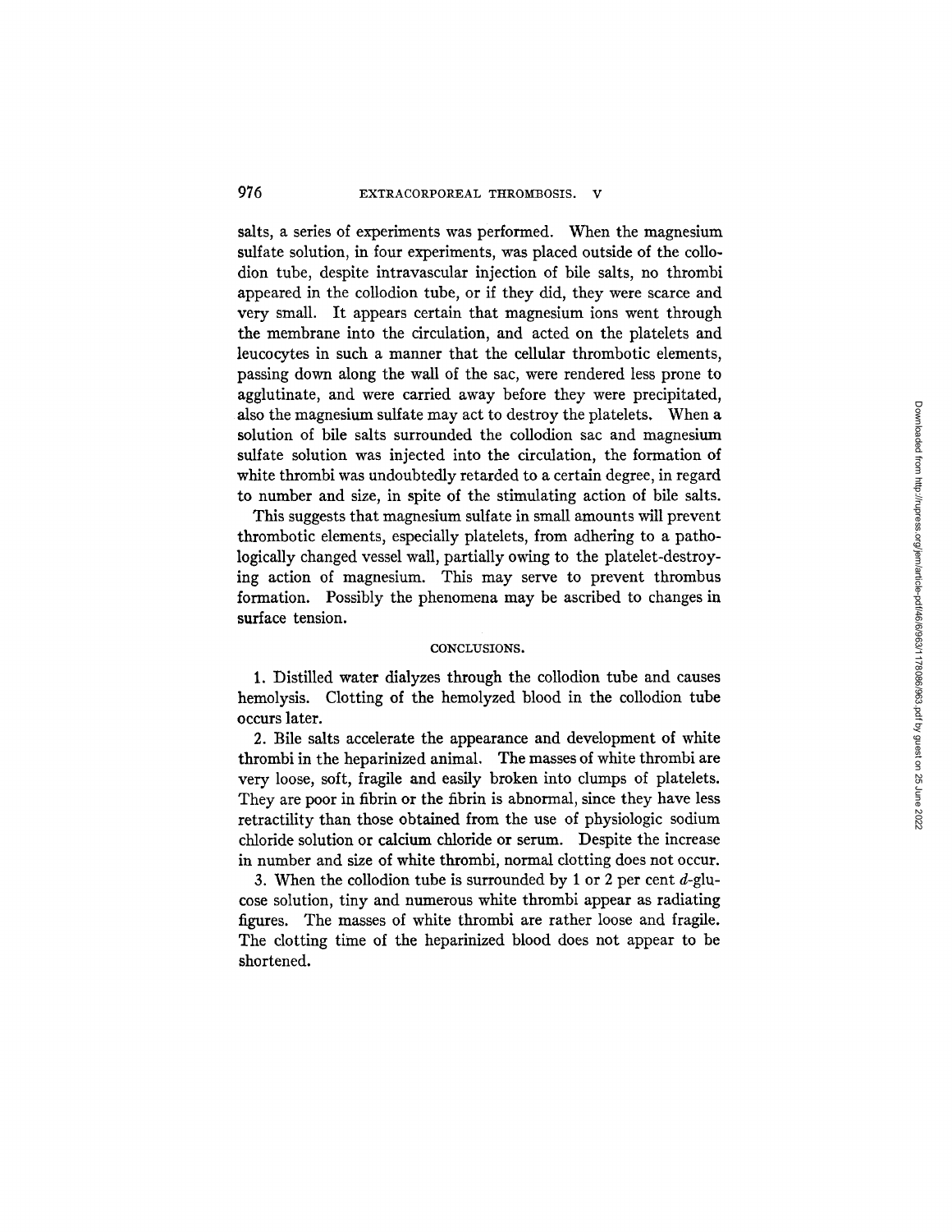salts, a series of experiments was performed. When the magnesium sulfate solution, in four experiments, was placed outside of the collodion tube, despite intravascular injection of bile salts, no thrombi appeared in the collodion tube, or if they did, they were scarce and very small. It appears certain that magnesium ions went through the membrane into the circulation, and acted on the platelets and leucocytes in such a manner that the cellular thrombotic elements, passing down along the wall of the sac, were rendered less prone to agglutinate, and were carried away before they were precipitated, also the magnesium sulfate may act to destroy the platelets. When a solution of bile salts surrounded the collodion sac and magnesium sulfate solution was injected into the circulation, the formation of white thrombi was undoubtedly retarded to a certain degree, in regard to number and size, in spite of the stimulating action of bile salts.

This suggests that magnesium sulfate in small amounts will prevent thrombotic elements, especially platelets, from adhering to a pathologically changed vessel wall, partially owing to the platelet-destroying action of magnesium. This may serve to prevent thrombus formation. Possibly the phenomena may be ascribed to changes in surface tension.

## CONCLUSIONS.

1. Distilled water dialyzes through the collodion tube and causes hemolysis. Clotting of the hemolyzed blood in the collodion tube occurs later.

2. Bile salts accelerate the appearance and development of white thrombi in the heparinized animal. The masses of white thrombi are very loose, soft, fragile and easily broken into clumps of platelets. They are poor in fibrin or the fibrin is abnormal, since they have less retractility than those obtained from the use of physiologic sodium chloride solution or calcium chloride or serum. Despite the increase in number and size of white thrombi, normal clotting does not occur.

3. When the collodion tube is surrounded by 1 or 2 per cent *d*-glucose solution, tiny and numerous white thrombi appear as radiating figures. The masses of white thrombi are rather loose and fragile. The clotting time of the heparinized blood does not appear to be shortened.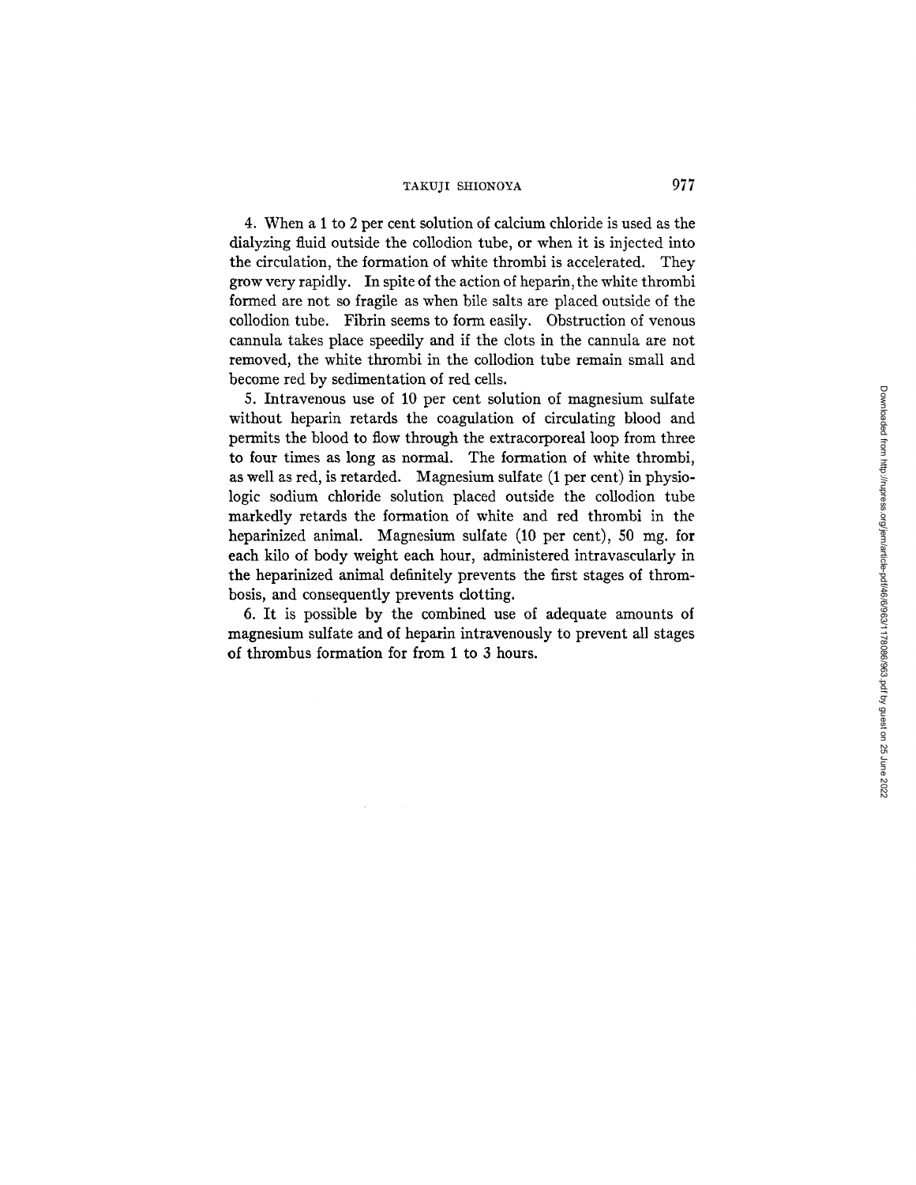4. When a 1 to 2 per cent solution of calcium chloride is used as the dialyzing fluid outside the collodion tube, or when it is injected into the circulation, the formation of white thrombi is accelerated. They grow very rapidly. In spite of the action of heparin, the white thrombi formed are not so fragile as when bile salts are placed outside of the collodion tube. Fibrin seems to form easily. Obstruction of venous cannula takes place speedily and if the clots in the cannula are not removed, the white thrombi in the collodion tube remain small and become red by sedimentation of red cells.

5. Intravenous use of 10 per cent solution of magnesium sulfate without heparin retards the coagulation of circulating blood and permits the blood to flow through the extracorporeal loop from three to four times as long as normal. The formation of white thrombi, as well as red, is retarded. Magnesium sulfate (1 per cent) in physiologic sodium chloride solution placed outside the collodion tube markedly retards the formation of white and red thrombi in the heparinized animal. Magnesium sulfate (10 per cent), 50 mg. for each kilo of body weight each hour, administered intravascularly in the heparinized animal definitely prevents the first stages of thrombosis, and consequently prevents clotting.

6. It is possible by the combined use of adequate amounts of magnesium sulfate and of heparin intravenously to prevent all stages of thrombus formation for from 1 to 3 hours.